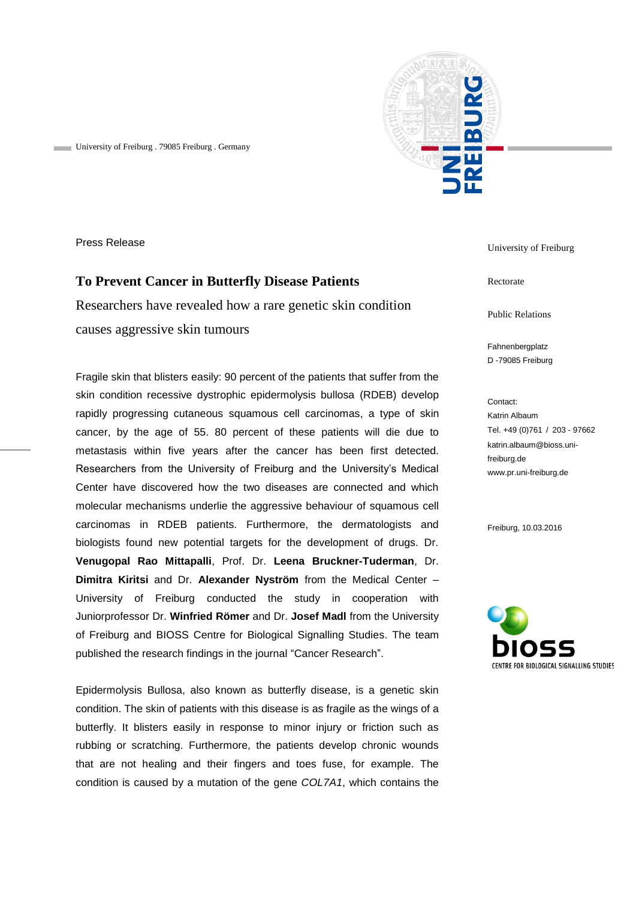University of Freiburg . 79085 Freiburg . Germany

Press Release

University of Freiburg

Rectorate

Public Relations

Fahnenbergplatz
D -79085 Freiburg

Contact:
Katrin Albaum
Tel. +49 (0)761 / 203 - 97662
katrin.albaum@bioss.uni-freiburg.de
www.pr.uni-freiburg.de

Freiburg, 10.03.2016

# To Prevent Cancer in Butterfly Disease Patients

Researchers have revealed how a rare genetic skin condition causes aggressive skin tumours

Fragile skin that blisters easily: 90 percent of the patients that suffer from the skin condition recessive dystrophic epidermolysis bullosa (RDEB) develop rapidly progressing cutaneous squamous cell carcinomas, a type of skin cancer, by the age of 55. 80 percent of these patients will die due to metastasis within five years after the cancer has been first detected. Researchers from the University of Freiburg and the University's Medical Center have discovered how the two diseases are connected and which molecular mechanisms underlie the aggressive behaviour of squamous cell carcinomas in RDEB patients. Furthermore, the dermatologists and biologists found new potential targets for the development of drugs. Dr. **Venugopal Rao Mittapalli**, Prof. Dr. **Leena Bruckner-Tuderman**, Dr. **Dimitra Kiritsi** and Dr. **Alexander Nyström** from the Medical Center – University of Freiburg conducted the study in cooperation with Juniorprofessor Dr. **Winfried Römer** and Dr. **Josef Madl** from the University of Freiburg and BIOSS Centre for Biological Signalling Studies. The team published the research findings in the journal "Cancer Research".

Epidermolysis Bullosa, also known as butterfly disease, is a genetic skin condition. The skin of patients with this disease is as fragile as the wings of a butterfly. It blisters easily in response to minor injury or friction such as rubbing or scratching. Furthermore, the patients develop chronic wounds that are not healing and their fingers and toes fuse, for example. The condition is caused by a mutation of the gene *COL7A1*, which contains the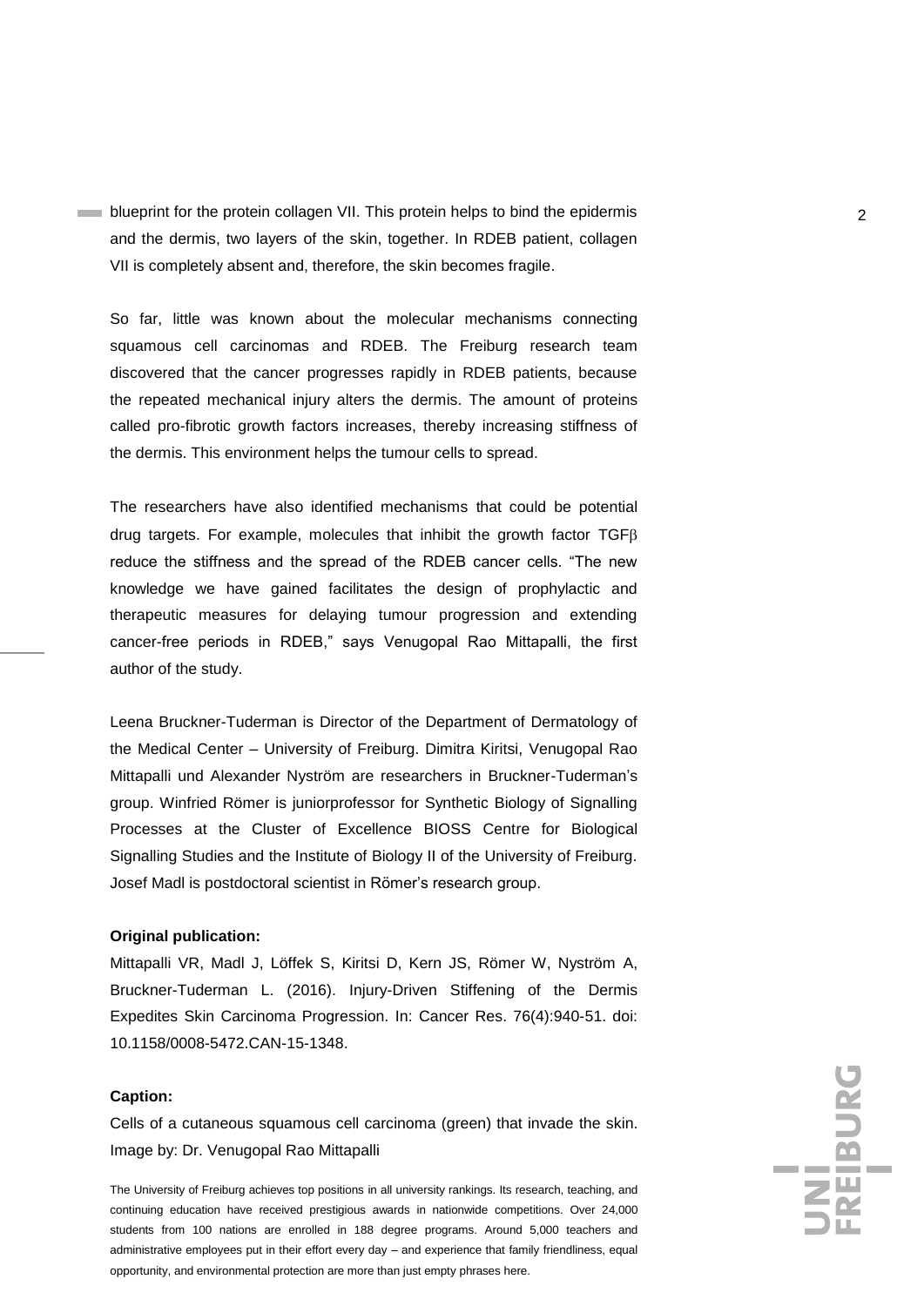blueprint for the protein collagen VII. This protein helps to bind the epidermis and the dermis, two layers of the skin, together. In RDEB patient, collagen VII is completely absent and, therefore, the skin becomes fragile.

So far, little was known about the molecular mechanisms connecting squamous cell carcinomas and RDEB. The Freiburg research team discovered that the cancer progresses rapidly in RDEB patients, because the repeated mechanical injury alters the dermis. The amount of proteins called pro-fibrotic growth factors increases, thereby increasing stiffness of the dermis. This environment helps the tumour cells to spread.

The researchers have also identified mechanisms that could be potential drug targets. For example, molecules that inhibit the growth factor TGF$\beta$ reduce the stiffness and the spread of the RDEB cancer cells. "The new knowledge we have gained facilitates the design of prophylactic and therapeutic measures for delaying tumour progression and extending cancer-free periods in RDEB," says Venugopal Rao Mittapalli, the first author of the study.

Leena Bruckner-Tuderman is Director of the Department of Dermatology of the Medical Center – University of Freiburg. Dimitra Kiritsi, Venugopal Rao Mittapalli und Alexander Nyström are researchers in Bruckner-Tuderman's group. Winfried Römer is juniorprofessor for Synthetic Biology of Signalling Processes at the Cluster of Excellence BIOSS Centre for Biological Signalling Studies and the Institute of Biology II of the University of Freiburg. Josef Madl is postdoctoral scientist in Römer's research group.

**Original publication:**

Mittapalli VR, Madl J, Löffek S, Kiritsi D, Kern JS, Römer W, Nyström A, Bruckner-Tuderman L. (2016). Injury-Driven Stiffening of the Dermis Expedites Skin Carcinoma Progression. In: Cancer Res. 76(4):940-51. doi: 10.1158/0008-5472.CAN-15-1348.

**Caption:**

Cells of a cutaneous squamous cell carcinoma (green) that invade the skin. Image by: Dr. Venugopal Rao Mittapalli

The University of Freiburg achieves top positions in all university rankings. Its research, teaching, and continuing education have received prestigious awards in nationwide competitions. Over 24,000 students from 100 nations are enrolled in 188 degree programs. Around 5,000 teachers and administrative employees put in their effort every day – and experience that family friendliness, equal opportunity, and environmental protection are more than just empty phrases here.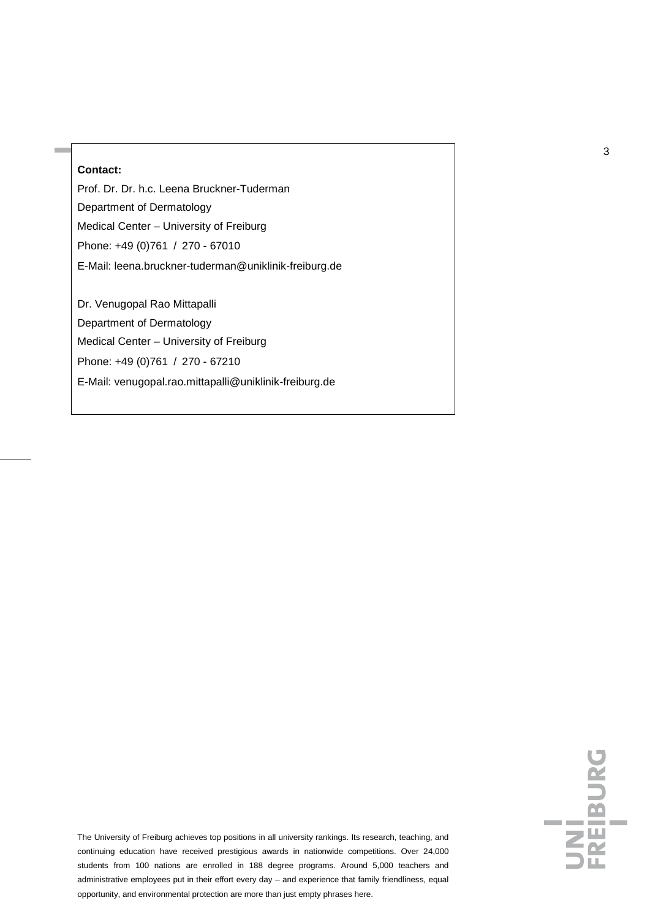**Contact:**

Prof. Dr. Dr. h.c. Leena Bruckner-Tuderman
Department of Dermatology
Medical Center – University of Freiburg
Phone: +49 (0)761 / 270 - 67010
E-Mail: leena.bruckner-tuderman@uniklinik-freiburg.de

Dr. Venugopal Rao Mittapalli
Department of Dermatology
Medical Center – University of Freiburg
Phone: +49 (0)761 / 270 - 67210
E-Mail: venugopal.rao.mittapalli@uniklinik-freiburg.de

The University of Freiburg achieves top positions in all university rankings. Its research, teaching, and continuing education have received prestigious awards in nationwide competitions. Over 24,000 students from 100 nations are enrolled in 188 degree programs. Around 5,000 teachers and administrative employees put in their effort every day – and experience that family friendliness, equal opportunity, and environmental protection are more than just empty phrases here.